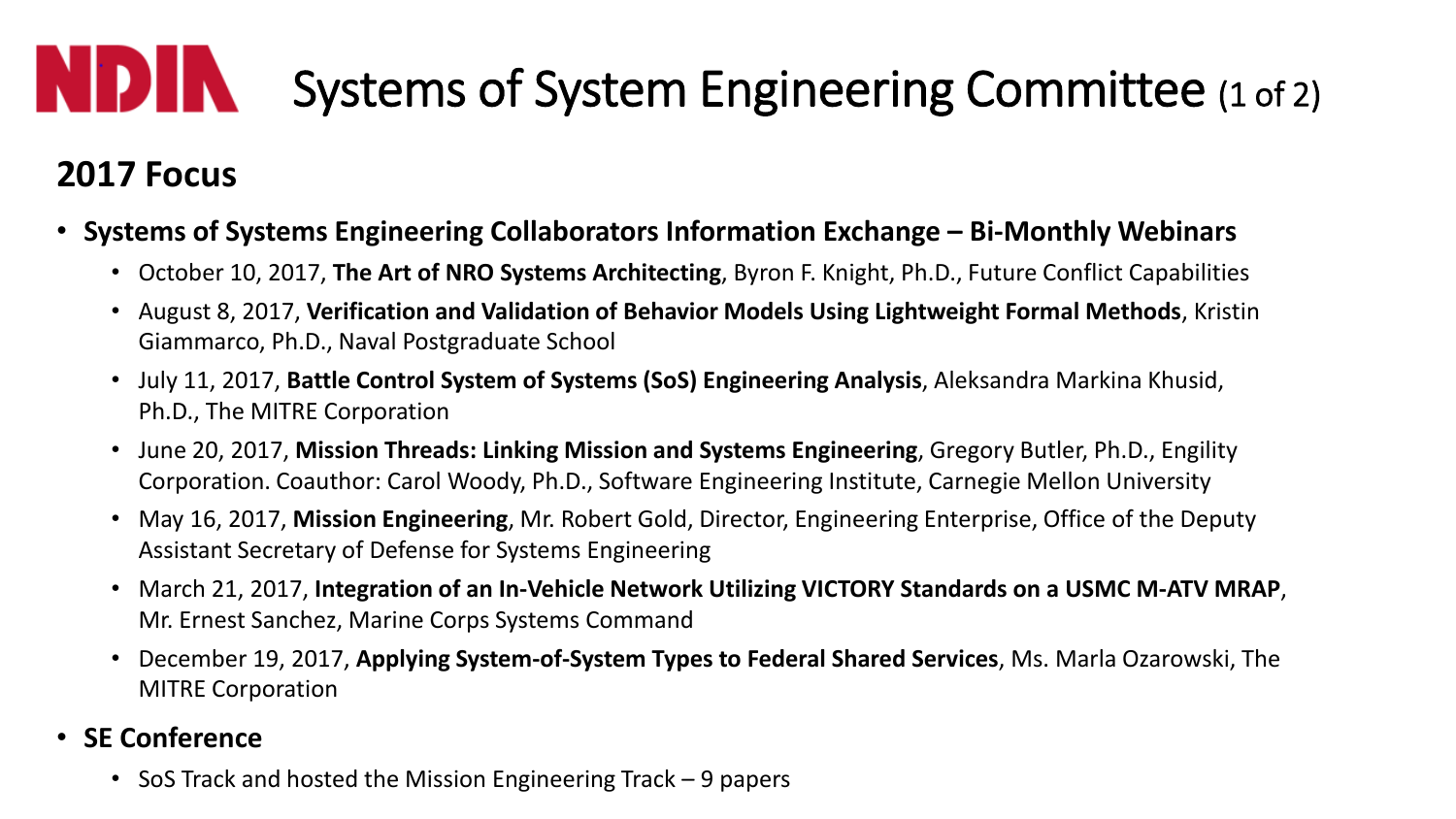# NDIA Systems of System Engineering Committee (1 of 2)

## 2017 Focus

- **Systems of Systems Engineering Collaborators Information Exchange – Bi-Monthly Webinars**
  - October 10, 2017, **The Art of NRO Systems Architecting**, Byron F. Knight, Ph.D., Future Conflict Capabilities
  - August 8, 2017, **Verification and Validation of Behavior Models Using Lightweight Formal Methods**, Kristin Giammarco, Ph.D., Naval Postgraduate School
  - July 11, 2017, **Battle Control System of Systems (SoS) Engineering Analysis**, Aleksandra Markina Khusid, Ph.D., The MITRE Corporation
  - June 20, 2017, **Mission Threads: Linking Mission and Systems Engineering**, Gregory Butler, Ph.D., Engility Corporation. Coauthor: Carol Woody, Ph.D., Software Engineering Institute, Carnegie Mellon University
  - May 16, 2017, **Mission Engineering**, Mr. Robert Gold, Director, Engineering Enterprise, Office of the Deputy Assistant Secretary of Defense for Systems Engineering
  - March 21, 2017, **Integration of an In-Vehicle Network Utilizing VICTORY Standards on a USMC M-ATV MRAP**, Mr. Ernest Sanchez, Marine Corps Systems Command
  - December 19, 2017, **Applying System-of-System Types to Federal Shared Services**, Ms. Marla Ozarowski, The MITRE Corporation
- **SE Conference**
  - SoS Track and hosted the Mission Engineering Track – 9 papers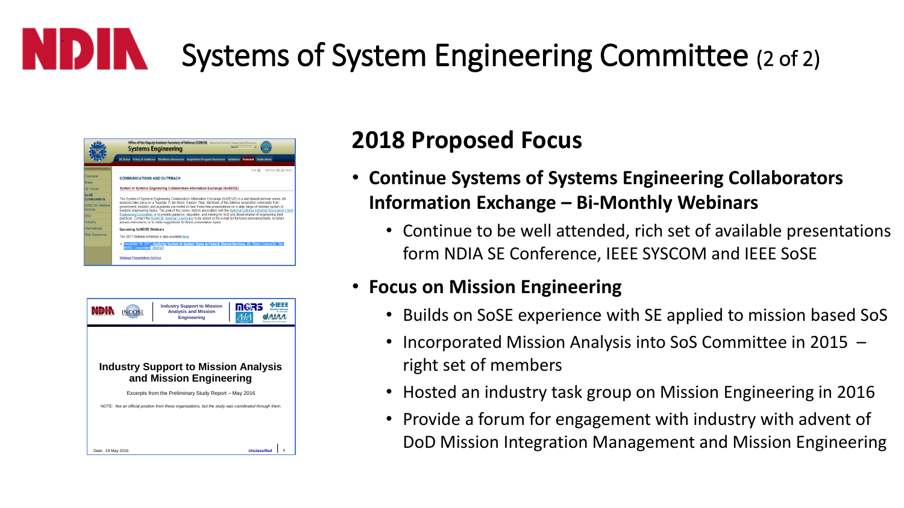# Systems of System Engineering Committee (2 of 2)

## 2018 Proposed Focus

- **Continue Systems of Systems Engineering Collaborators Information Exchange – Bi-Monthly Webinars**
  - Continue to be well attended, rich set of available presentations form NDIA SE Conference, IEEE SYSCOM and IEEE SoSE
- **Focus on Mission Engineering**
  - Builds on SoSE experience with SE applied to mission based SoS
  - Incorporated Mission Analysis into SoS Committee in 2015 – right set of members
  - Hosted an industry task group on Mission Engineering in 2016
  - Provide a forum for engagement with industry with advent of DoD Mission Integration Management and Mission Engineering